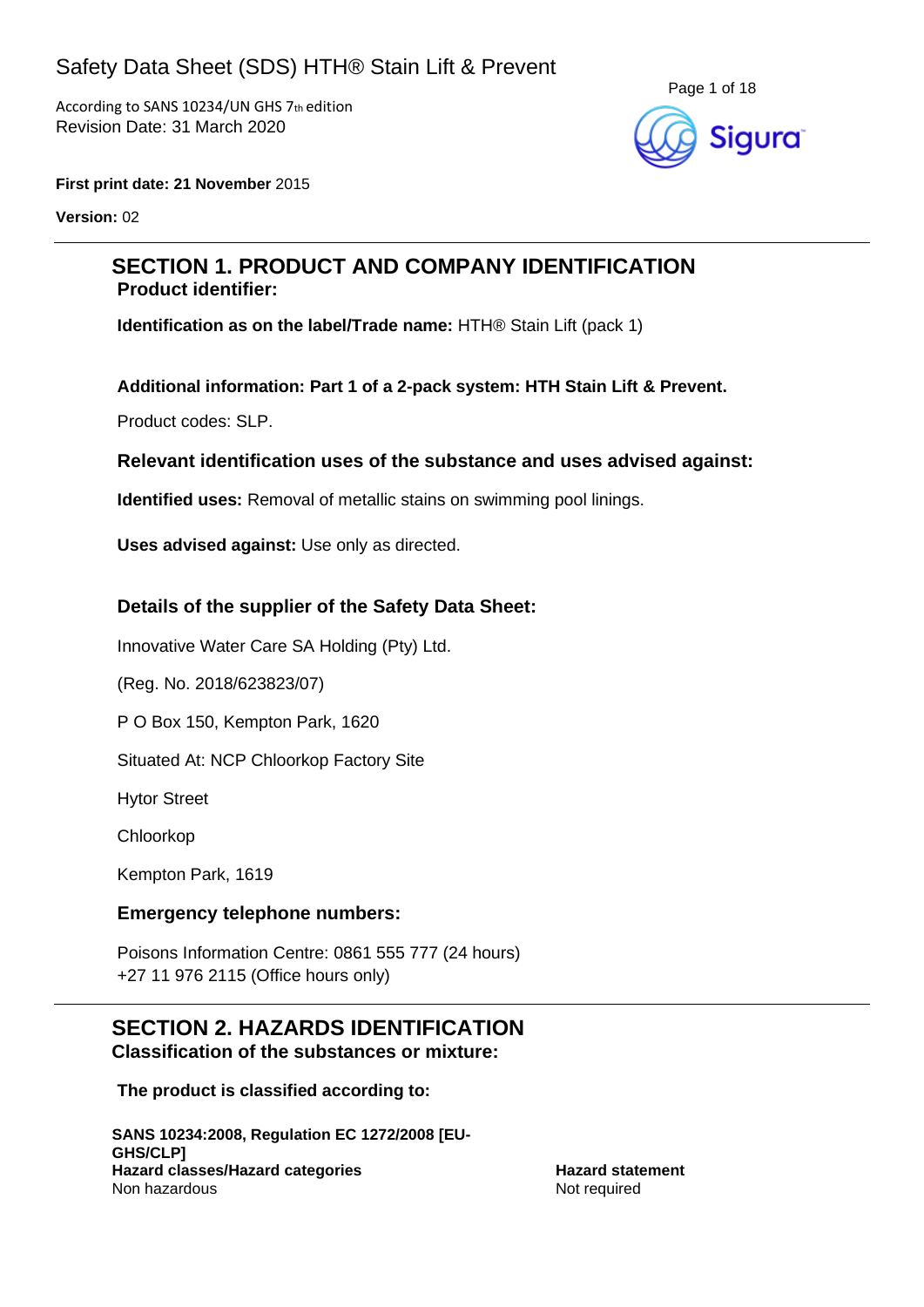# Safety Data Sheet (SDS) HTH® Stain Lift & Prevent

According to SANS 10234/UN GHS 7th edition
Revision Date: 31 March 2020

**First print date: 21 November** 2015

**Version:** 02

## SECTION 1. PRODUCT AND COMPANY IDENTIFICATION

### Product identifier:

**Identification as on the label/Trade name:** HTH® Stain Lift (pack 1)

**Additional information: Part 1 of a 2-pack system: HTH Stain Lift & Prevent.**

Product codes: SLP.

### Relevant identification uses of the substance and uses advised against:

**Identified uses:** Removal of metallic stains on swimming pool linings.

**Uses advised against:** Use only as directed.

### Details of the supplier of the Safety Data Sheet:

Innovative Water Care SA Holding (Pty) Ltd.

(Reg. No. 2018/623823/07)

P O Box 150, Kempton Park, 1620

Situated At: NCP Chloorkop Factory Site

Hytor Street

Chloorkop

Kempton Park, 1619

### Emergency telephone numbers:

Poisons Information Centre: 0861 555 777 (24 hours)
+27 11 976 2115 (Office hours only)

## SECTION 2. HAZARDS IDENTIFICATION

### Classification of the substances or mixture:

**The product is classified according to:**

| SANS 10234:2008, Regulation EC 1272/2008 [EU-GHS/CLP] Hazard classes/Hazard categories | Hazard statement |
|---|---|
| Non hazardous | Not required |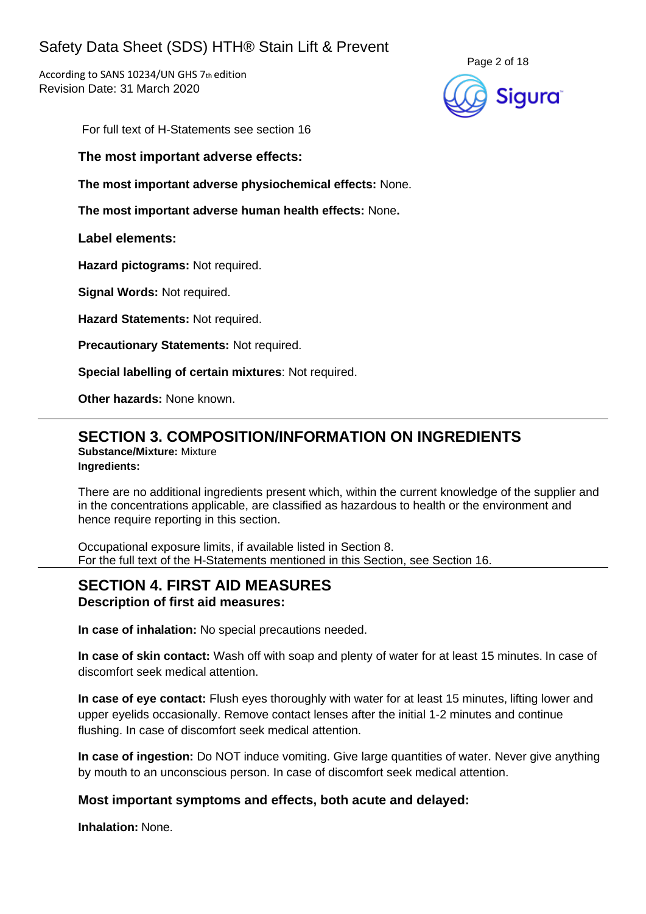For full text of H-Statements see section 16

**The most important adverse effects:**

**The most important adverse physiochemical effects:** None.

**The most important adverse human health effects:** None.

**Label elements:**

**Hazard pictograms:** Not required.

**Signal Words:** Not required.

**Hazard Statements:** Not required.

**Precautionary Statements:** Not required.

**Special labelling of certain mixtures**: Not required.

**Other hazards:** None known.

## SECTION 3. COMPOSITION/INFORMATION ON INGREDIENTS

**Substance/Mixture:** Mixture

**Ingredients:**

There are no additional ingredients present which, within the current knowledge of the supplier and in the concentrations applicable, are classified as hazardous to health or the environment and hence require reporting in this section.

Occupational exposure limits, if available listed in Section 8.
For the full text of the H-Statements mentioned in this Section, see Section 16.

## SECTION 4. FIRST AID MEASURES

**Description of first aid measures:**

**In case of inhalation:** No special precautions needed.

**In case of skin contact:** Wash off with soap and plenty of water for at least 15 minutes. In case of discomfort seek medical attention.

**In case of eye contact:** Flush eyes thoroughly with water for at least 15 minutes, lifting lower and upper eyelids occasionally. Remove contact lenses after the initial 1-2 minutes and continue flushing. In case of discomfort seek medical attention.

**In case of ingestion:** Do NOT induce vomiting. Give large quantities of water. Never give anything by mouth to an unconscious person. In case of discomfort seek medical attention.

**Most important symptoms and effects, both acute and delayed:**

**Inhalation:** None.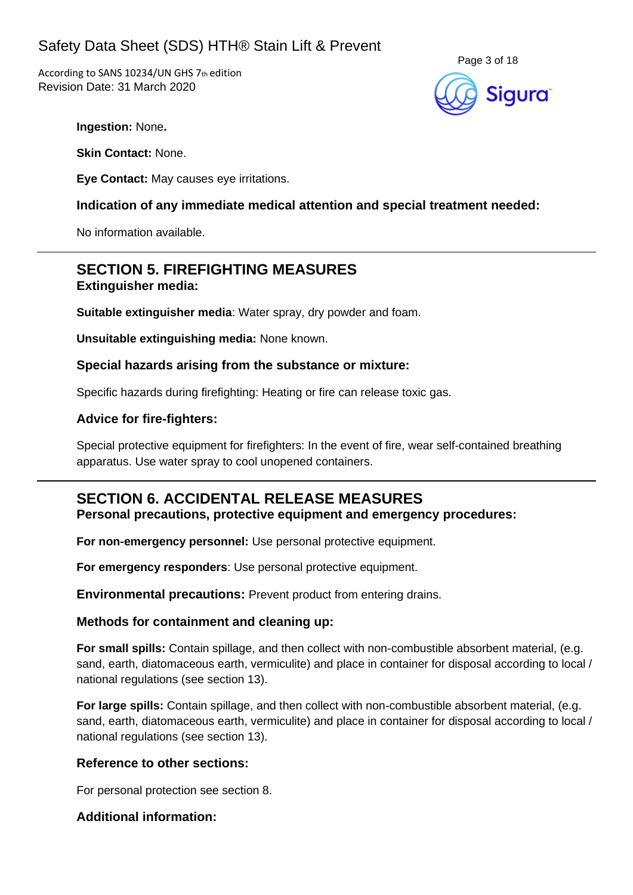**Ingestion:** None**.**

**Skin Contact:** None.

**Eye Contact:** May causes eye irritations.

### Indication of any immediate medical attention and special treatment needed:

No information available.

## SECTION 5. FIREFIGHTING MEASURES

### Extinguisher media:

**Suitable extinguisher media**: Water spray, dry powder and foam.

**Unsuitable extinguishing media:** None known.

### Special hazards arising from the substance or mixture:

Specific hazards during firefighting: Heating or fire can release toxic gas.

### Advice for fire-fighters:

Special protective equipment for firefighters: In the event of fire, wear self-contained breathing apparatus. Use water spray to cool unopened containers.

## SECTION 6. ACCIDENTAL RELEASE MEASURES

### Personal precautions, protective equipment and emergency procedures:

**For non-emergency personnel:** Use personal protective equipment.

**For emergency responders**: Use personal protective equipment.

**Environmental precautions:** Prevent product from entering drains.

### Methods for containment and cleaning up:

**For small spills:** Contain spillage, and then collect with non-combustible absorbent material, (e.g. sand, earth, diatomaceous earth, vermiculite) and place in container for disposal according to local / national regulations (see section 13).

**For large spills:** Contain spillage, and then collect with non-combustible absorbent material, (e.g. sand, earth, diatomaceous earth, vermiculite) and place in container for disposal according to local / national regulations (see section 13).

### Reference to other sections:

For personal protection see section 8.

### Additional information: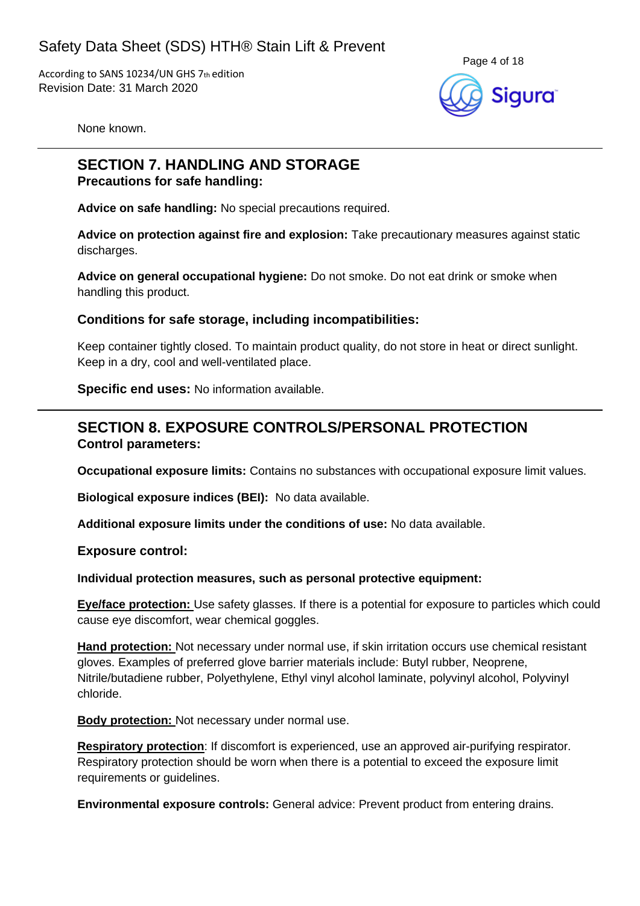None known.

---

## SECTION 7. HANDLING AND STORAGE

### Precautions for safe handling:

**Advice on safe handling:** No special precautions required.

**Advice on protection against fire and explosion:** Take precautionary measures against static discharges.

**Advice on general occupational hygiene:** Do not smoke. Do not eat drink or smoke when handling this product.

### Conditions for safe storage, including incompatibilities:

Keep container tightly closed. To maintain product quality, do not store in heat or direct sunlight. Keep in a dry, cool and well-ventilated place.

**Specific end uses:** No information available.

---

## SECTION 8. EXPOSURE CONTROLS/PERSONAL PROTECTION

### Control parameters:

**Occupational exposure limits:** Contains no substances with occupational exposure limit values.

**Biological exposure indices (BEI):** No data available.

**Additional exposure limits under the conditions of use:** No data available.

### Exposure control:

**Individual protection measures, such as personal protective equipment:**

**Eye/face protection:** Use safety glasses. If there is a potential for exposure to particles which could cause eye discomfort, wear chemical goggles.

**Hand protection:** Not necessary under normal use, if skin irritation occurs use chemical resistant gloves. Examples of preferred glove barrier materials include: Butyl rubber, Neoprene, Nitrile/butadiene rubber, Polyethylene, Ethyl vinyl alcohol laminate, polyvinyl alcohol, Polyvinyl chloride.

**Body protection:** Not necessary under normal use.

**Respiratory protection**: If discomfort is experienced, use an approved air-purifying respirator. Respiratory protection should be worn when there is a potential to exceed the exposure limit requirements or guidelines.

**Environmental exposure controls:** General advice: Prevent product from entering drains.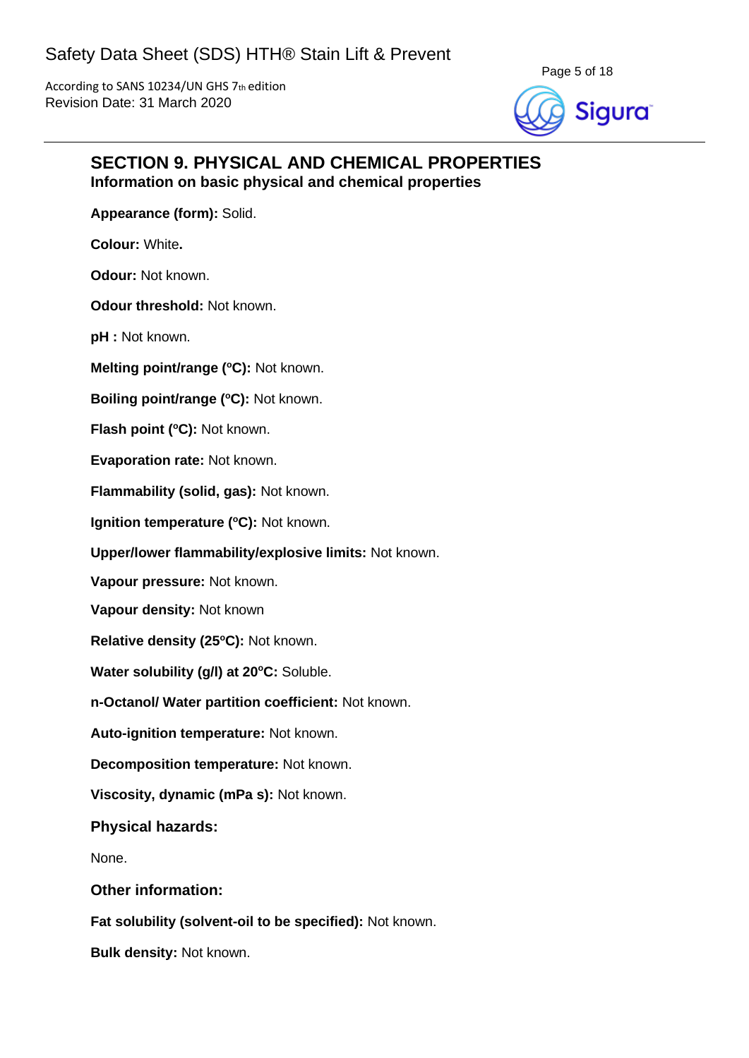## SECTION 9. PHYSICAL AND CHEMICAL PROPERTIES

**Information on basic physical and chemical properties**

**Appearance (form):** Solid.

**Colour:** White**.**

**Odour:** Not known.

**Odour threshold:** Not known.

**pH :** Not known.

**Melting point/range (ºC):** Not known.

**Boiling point/range (ºC):** Not known.

**Flash point (ºC):** Not known.

**Evaporation rate:** Not known.

**Flammability (solid, gas):** Not known.

**Ignition temperature (ºC):** Not known.

**Upper/lower flammability/explosive limits:** Not known.

**Vapour pressure:** Not known.

**Vapour density:** Not known

**Relative density (25ºC):** Not known.

**Water solubility (g/l) at 20ºC:** Soluble.

**n-Octanol/ Water partition coefficient:** Not known.

**Auto-ignition temperature:** Not known.

**Decomposition temperature:** Not known.

**Viscosity, dynamic (mPa s):** Not known.

### Physical hazards:

None.

### Other information:

**Fat solubility (solvent-oil to be specified):** Not known.

**Bulk density:** Not known.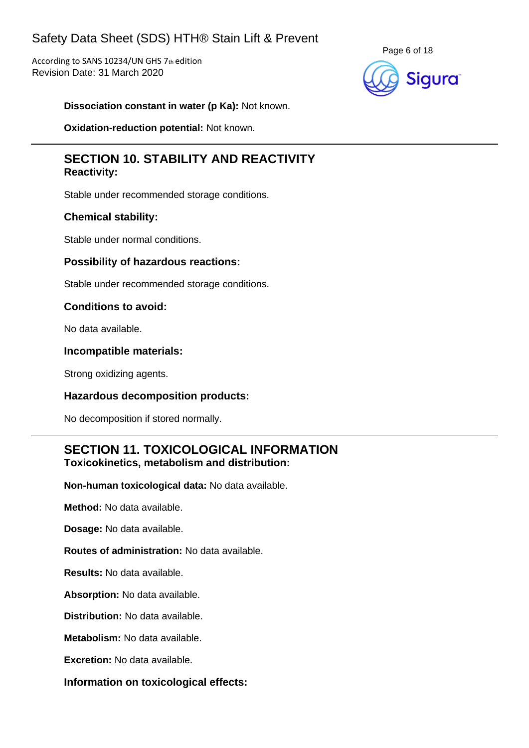**Dissociation constant in water (p Ka):** Not known.

**Oxidation-reduction potential:** Not known.

---

## SECTION 10. STABILITY AND REACTIVITY

### Reactivity:

Stable under recommended storage conditions.

### Chemical stability:

Stable under normal conditions.

### Possibility of hazardous reactions:

Stable under recommended storage conditions.

### Conditions to avoid:

No data available.

### Incompatible materials:

Strong oxidizing agents.

### Hazardous decomposition products:

No decomposition if stored normally.

---

## SECTION 11. TOXICOLOGICAL INFORMATION

### Toxicokinetics, metabolism and distribution:

**Non-human toxicological data:** No data available.

**Method:** No data available.

**Dosage:** No data available.

**Routes of administration:** No data available.

**Results:** No data available.

**Absorption:** No data available.

**Distribution:** No data available.

**Metabolism:** No data available.

**Excretion:** No data available.

### Information on toxicological effects: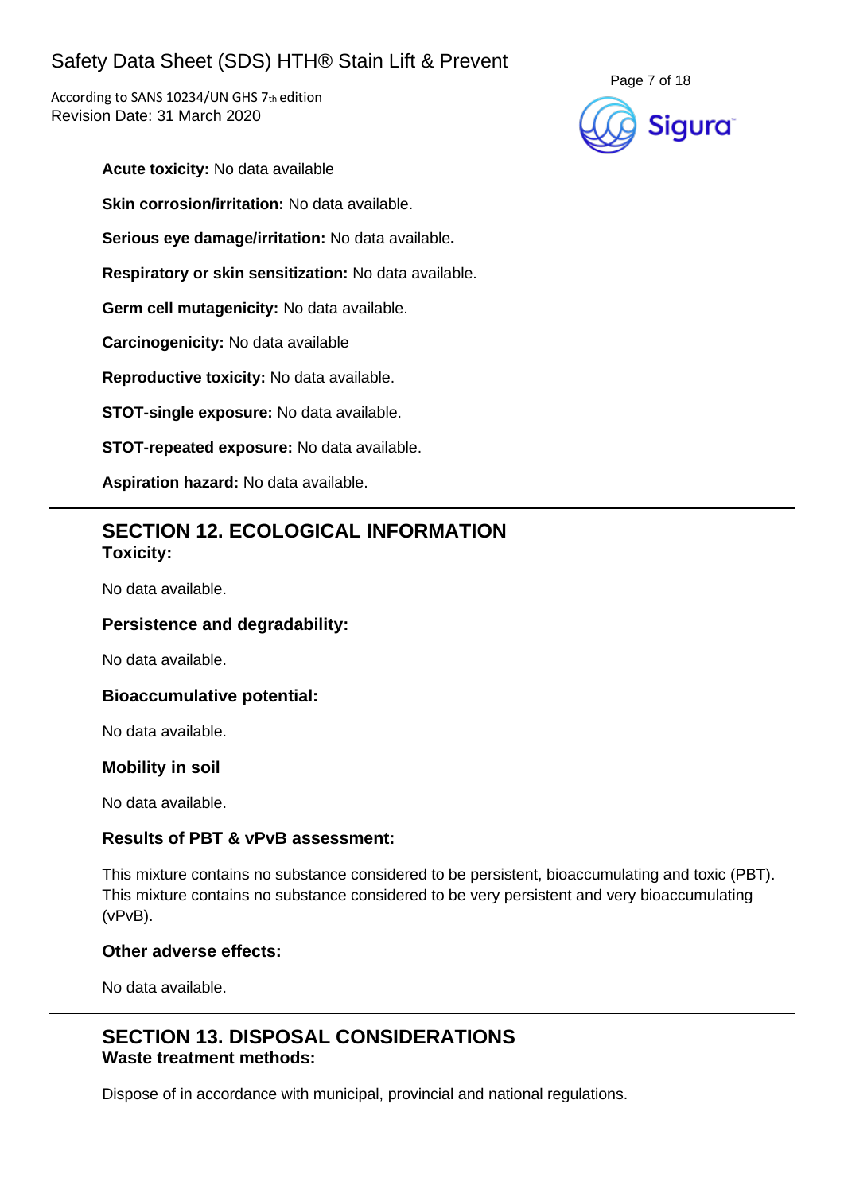**Acute toxicity:** No data available

**Skin corrosion/irritation:** No data available.

**Serious eye damage/irritation:** No data available**.**

**Respiratory or skin sensitization:** No data available.

**Germ cell mutagenicity:** No data available.

**Carcinogenicity:** No data available

**Reproductive toxicity:** No data available.

**STOT-single exposure:** No data available.

**STOT-repeated exposure:** No data available.

**Aspiration hazard:** No data available.

## SECTION 12. ECOLOGICAL INFORMATION

**Toxicity:**

No data available.

**Persistence and degradability:**

No data available.

**Bioaccumulative potential:**

No data available.

**Mobility in soil**

No data available.

**Results of PBT & vPvB assessment:**

This mixture contains no substance considered to be persistent, bioaccumulating and toxic (PBT). This mixture contains no substance considered to be very persistent and very bioaccumulating (vPvB).

**Other adverse effects:**

No data available.

## SECTION 13. DISPOSAL CONSIDERATIONS

**Waste treatment methods:**

Dispose of in accordance with municipal, provincial and national regulations.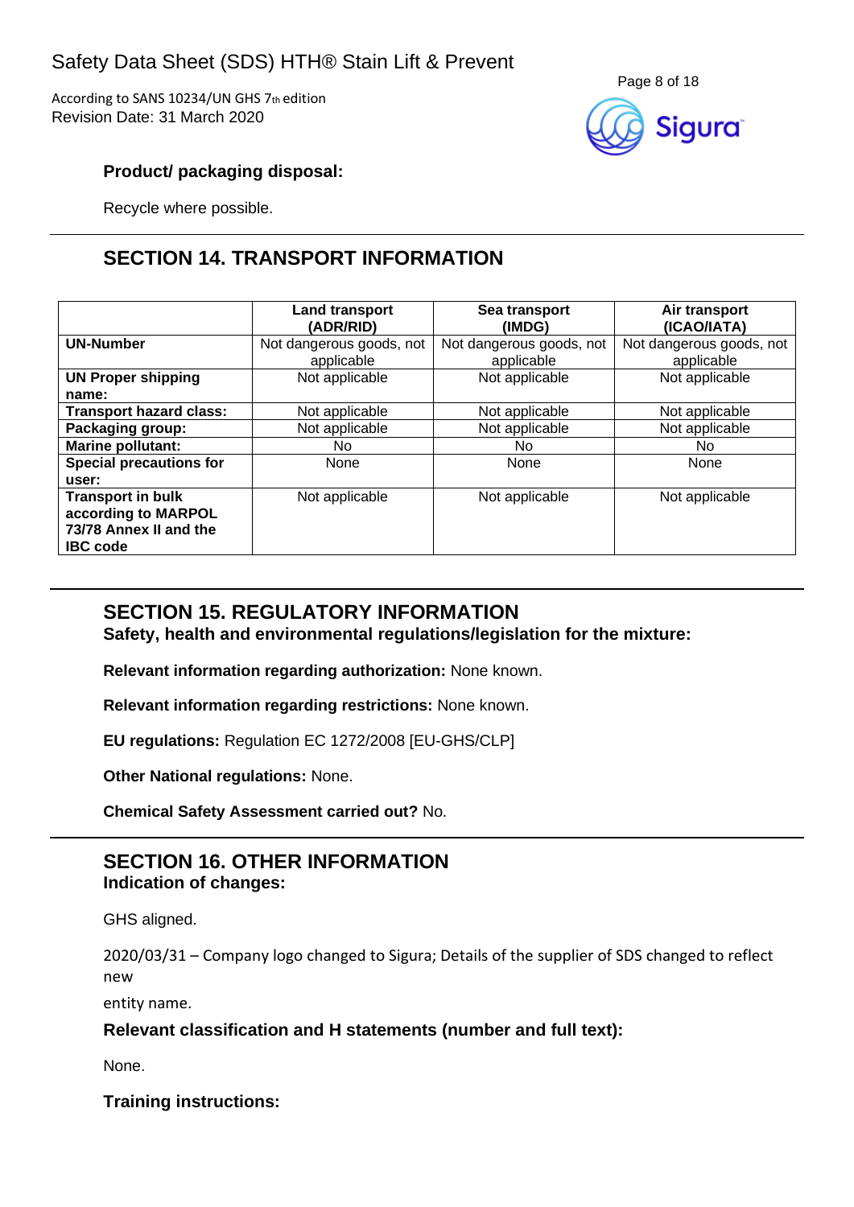### Product/ packaging disposal:

Recycle where possible.

## SECTION 14. TRANSPORT INFORMATION

| | Land transport (ADR/RID) | Sea transport (IMDG) | Air transport (ICAO/IATA) |
|---|---|---|---|
| **UN-Number** | Not dangerous goods, not applicable | Not dangerous goods, not applicable | Not dangerous goods, not applicable |
| **UN Proper shipping name:** | Not applicable | Not applicable | Not applicable |
| **Transport hazard class:** | Not applicable | Not applicable | Not applicable |
| **Packaging group:** | Not applicable | Not applicable | Not applicable |
| **Marine pollutant:** | No | No | No |
| **Special precautions for user:** | None | None | None |
| **Transport in bulk according to MARPOL 73/78 Annex II and the IBC code** | Not applicable | Not applicable | Not applicable |

## SECTION 15. REGULATORY INFORMATION

**Safety, health and environmental regulations/legislation for the mixture:**

**Relevant information regarding authorization:** None known.

**Relevant information regarding restrictions:** None known.

**EU regulations:** Regulation EC 1272/2008 [EU-GHS/CLP]

**Other National regulations:** None.

**Chemical Safety Assessment carried out?** No.

## SECTION 16. OTHER INFORMATION

**Indication of changes:**

GHS aligned.

2020/03/31 – Company logo changed to Sigura; Details of the supplier of SDS changed to reflect new entity name.

**Relevant classification and H statements (number and full text):**

None.

**Training instructions:**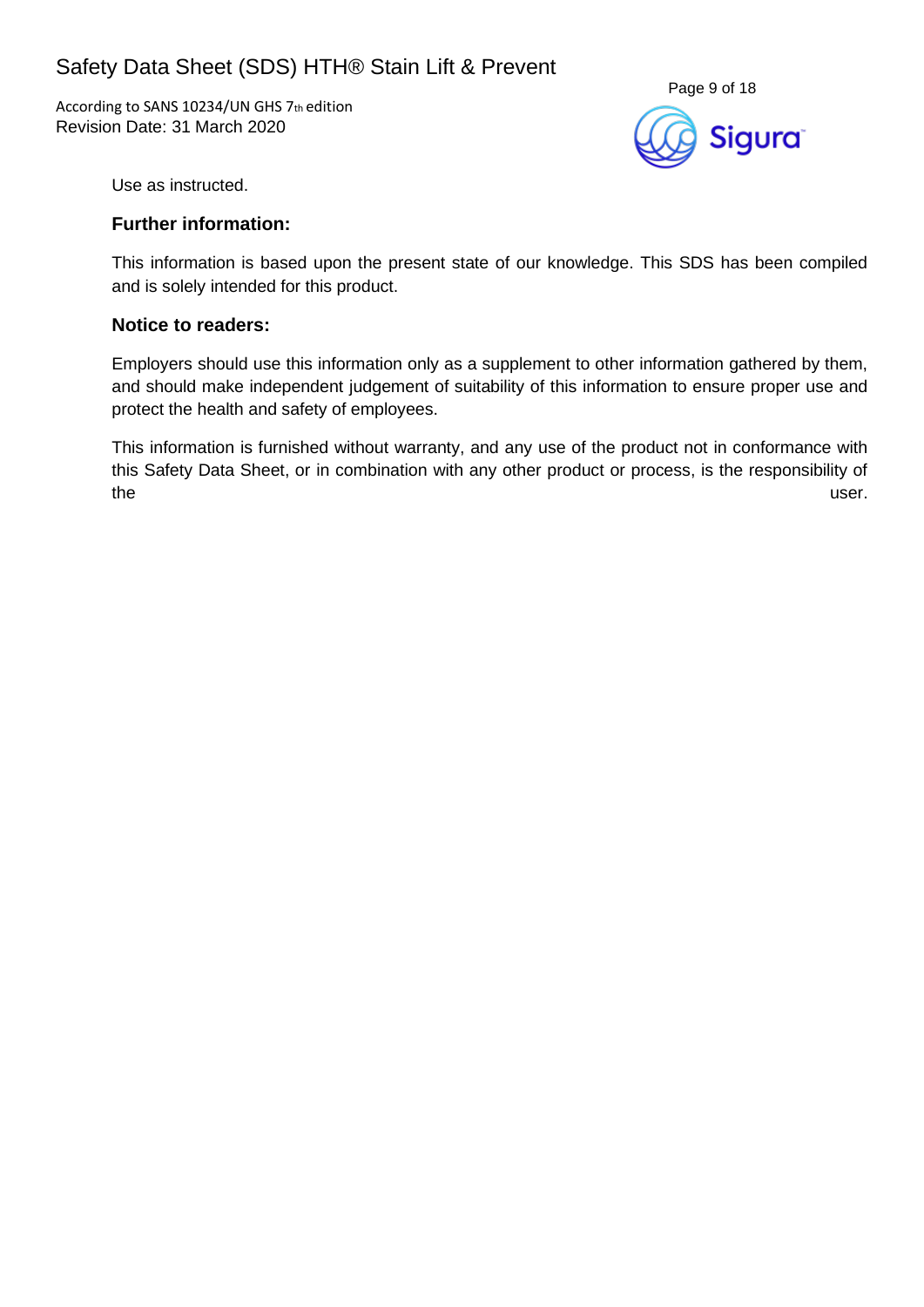Use as instructed.

### Further information:

This information is based upon the present state of our knowledge. This SDS has been compiled and is solely intended for this product.

### Notice to readers:

Employers should use this information only as a supplement to other information gathered by them, and should make independent judgement of suitability of this information to ensure proper use and protect the health and safety of employees.

This information is furnished without warranty, and any use of the product not in conformance with this Safety Data Sheet, or in combination with any other product or process, is the responsibility of the user.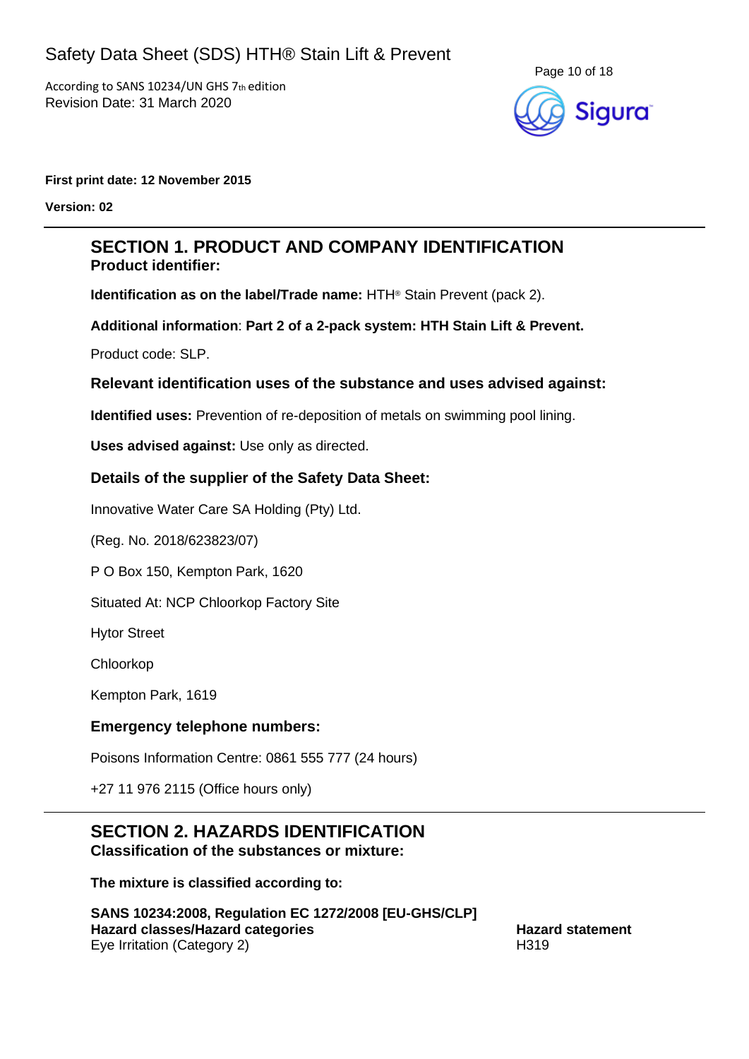**First print date: 12 November 2015**

**Version: 02**

## SECTION 1. PRODUCT AND COMPANY IDENTIFICATION

### Product identifier:

**Identification as on the label/Trade name:** HTH® Stain Prevent (pack 2).

**Additional information**: **Part 2 of a 2-pack system: HTH Stain Lift & Prevent.**

Product code: SLP.

### Relevant identification uses of the substance and uses advised against:

**Identified uses:** Prevention of re-deposition of metals on swimming pool lining.

**Uses advised against:** Use only as directed.

### Details of the supplier of the Safety Data Sheet:

Innovative Water Care SA Holding (Pty) Ltd.

(Reg. No. 2018/623823/07)

P O Box 150, Kempton Park, 1620

Situated At: NCP Chloorkop Factory Site

Hytor Street

Chloorkop

Kempton Park, 1619

### Emergency telephone numbers:

Poisons Information Centre: 0861 555 777 (24 hours)

+27 11 976 2115 (Office hours only)

## SECTION 2. HAZARDS IDENTIFICATION

### Classification of the substances or mixture:

**The mixture is classified according to:**

**SANS 10234:2008, Regulation EC 1272/2008 [EU-GHS/CLP]**

| **Hazard classes/Hazard categories** | **Hazard statement** |
| --- | --- |
| Eye Irritation (Category 2) | H319 |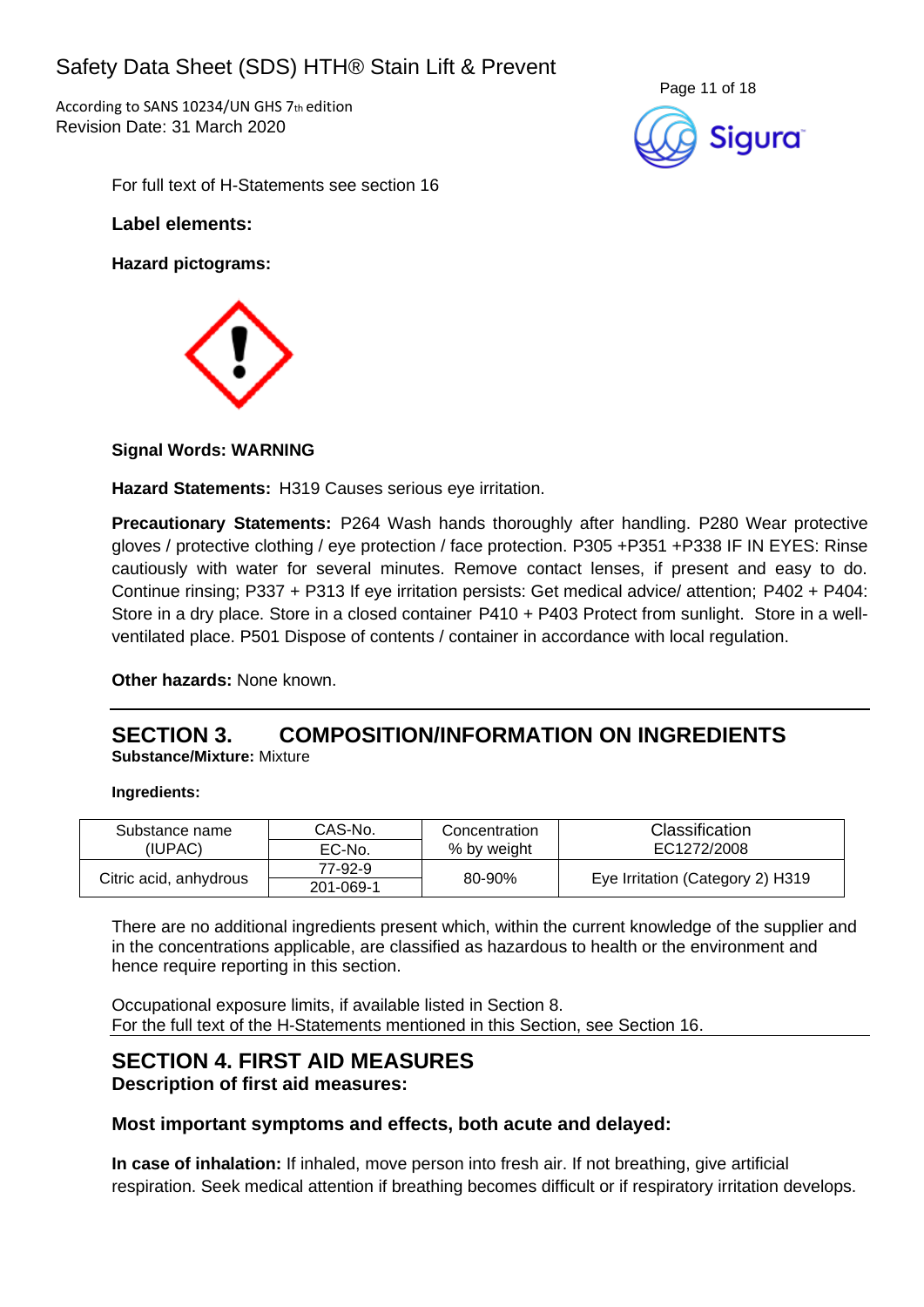For full text of H-Statements see section 16

**Label elements:**

**Hazard pictograms:**

**Signal Words: WARNING**

**Hazard Statements:** H319 Causes serious eye irritation.

**Precautionary Statements:** P264 Wash hands thoroughly after handling. P280 Wear protective gloves / protective clothing / eye protection / face protection. P305 +P351 +P338 IF IN EYES: Rinse cautiously with water for several minutes. Remove contact lenses, if present and easy to do. Continue rinsing; P337 + P313 If eye irritation persists: Get medical advice/ attention; P402 + P404: Store in a dry place. Store in a closed container P410 + P403 Protect from sunlight. Store in a well-ventilated place. P501 Dispose of contents / container in accordance with local regulation.

**Other hazards:** None known.

## SECTION 3. COMPOSITION/INFORMATION ON INGREDIENTS

**Substance/Mixture:** Mixture

**Ingredients:**

| Substance name (IUPAC) | CAS-No. / EC-No. | Concentration % by weight | Classification EC1272/2008 |
|---|---|---|---|
| Citric acid, anhydrous | 77-92-9 / 201-069-1 | 80-90% | Eye Irritation (Category 2) H319 |

There are no additional ingredients present which, within the current knowledge of the supplier and in the concentrations applicable, are classified as hazardous to health or the environment and hence require reporting in this section.

Occupational exposure limits, if available listed in Section 8.
For the full text of the H-Statements mentioned in this Section, see Section 16.

## SECTION 4. FIRST AID MEASURES

**Description of first aid measures:**

### Most important symptoms and effects, both acute and delayed:

**In case of inhalation:** If inhaled, move person into fresh air. If not breathing, give artificial respiration. Seek medical attention if breathing becomes difficult or if respiratory irritation develops.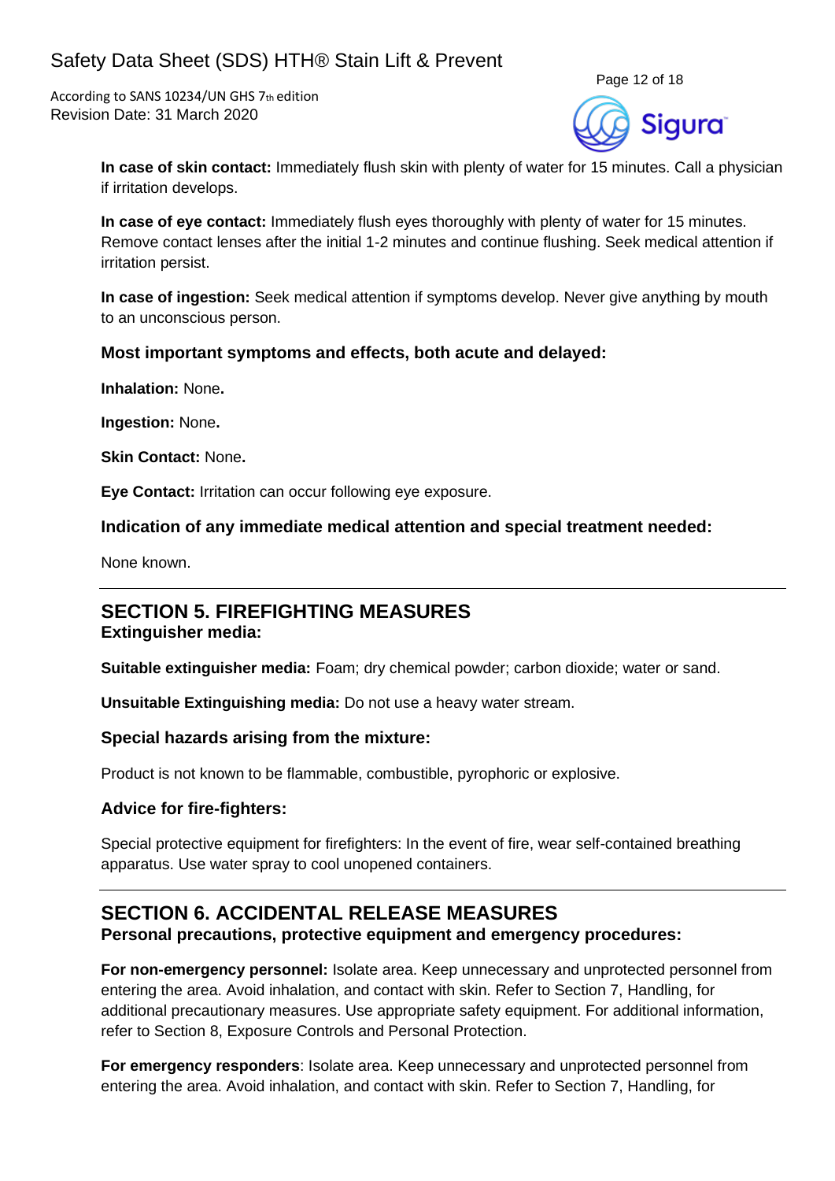**In case of skin contact:** Immediately flush skin with plenty of water for 15 minutes. Call a physician if irritation develops.

**In case of eye contact:** Immediately flush eyes thoroughly with plenty of water for 15 minutes. Remove contact lenses after the initial 1-2 minutes and continue flushing. Seek medical attention if irritation persist.

**In case of ingestion:** Seek medical attention if symptoms develop. Never give anything by mouth to an unconscious person.

### Most important symptoms and effects, both acute and delayed:

**Inhalation:** None**.**

**Ingestion:** None**.**

**Skin Contact:** None**.**

**Eye Contact:** Irritation can occur following eye exposure.

### Indication of any immediate medical attention and special treatment needed:

None known.

---

## SECTION 5. FIREFIGHTING MEASURES

### Extinguisher media:

**Suitable extinguisher media:** Foam; dry chemical powder; carbon dioxide; water or sand.

**Unsuitable Extinguishing media:** Do not use a heavy water stream.

### Special hazards arising from the mixture:

Product is not known to be flammable, combustible, pyrophoric or explosive.

### Advice for fire-fighters:

Special protective equipment for firefighters: In the event of fire, wear self-contained breathing apparatus. Use water spray to cool unopened containers.

---

## SECTION 6. ACCIDENTAL RELEASE MEASURES

### Personal precautions, protective equipment and emergency procedures:

**For non-emergency personnel:** Isolate area. Keep unnecessary and unprotected personnel from entering the area. Avoid inhalation, and contact with skin. Refer to Section 7, Handling, for additional precautionary measures. Use appropriate safety equipment. For additional information, refer to Section 8, Exposure Controls and Personal Protection.

**For emergency responders**: Isolate area. Keep unnecessary and unprotected personnel from entering the area. Avoid inhalation, and contact with skin. Refer to Section 7, Handling, for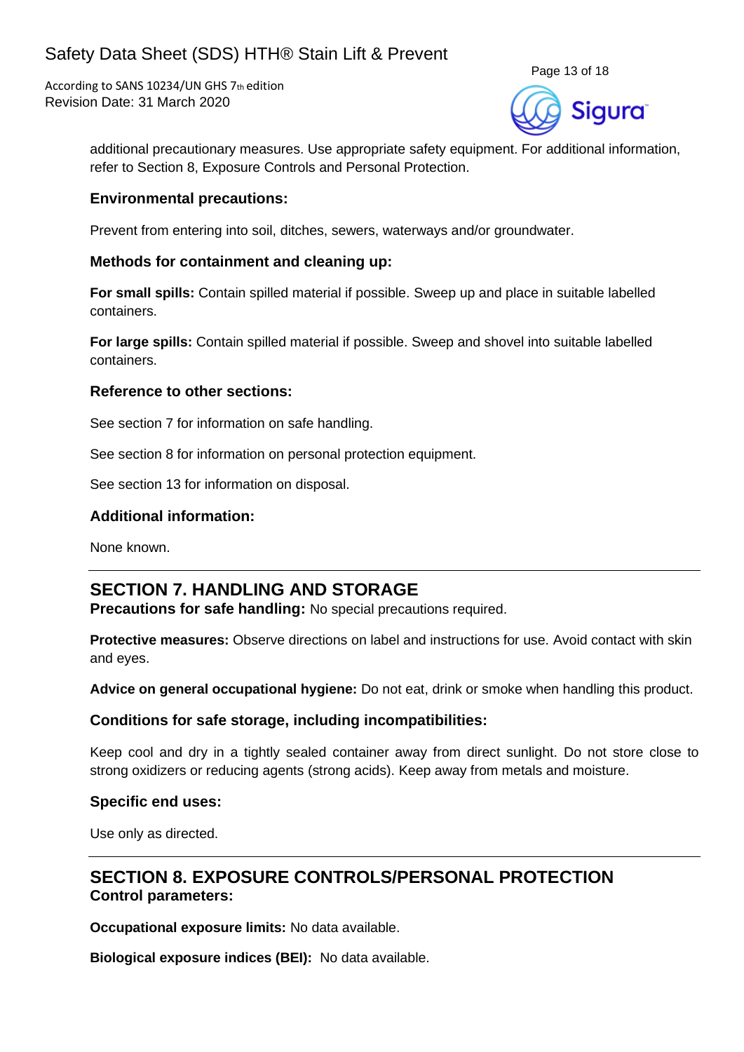additional precautionary measures. Use appropriate safety equipment. For additional information, refer to Section 8, Exposure Controls and Personal Protection.

### Environmental precautions:

Prevent from entering into soil, ditches, sewers, waterways and/or groundwater.

### Methods for containment and cleaning up:

**For small spills:** Contain spilled material if possible. Sweep up and place in suitable labelled containers.

**For large spills:** Contain spilled material if possible. Sweep and shovel into suitable labelled containers.

### Reference to other sections:

See section 7 for information on safe handling.

See section 8 for information on personal protection equipment.

See section 13 for information on disposal.

### Additional information:

None known.

## SECTION 7. HANDLING AND STORAGE

**Precautions for safe handling:** No special precautions required.

**Protective measures:** Observe directions on label and instructions for use. Avoid contact with skin and eyes.

**Advice on general occupational hygiene:** Do not eat, drink or smoke when handling this product.

### Conditions for safe storage, including incompatibilities:

Keep cool and dry in a tightly sealed container away from direct sunlight. Do not store close to strong oxidizers or reducing agents (strong acids). Keep away from metals and moisture.

### Specific end uses:

Use only as directed.

## SECTION 8. EXPOSURE CONTROLS/PERSONAL PROTECTION

**Control parameters:**

**Occupational exposure limits:** No data available.

**Biological exposure indices (BEI):** No data available.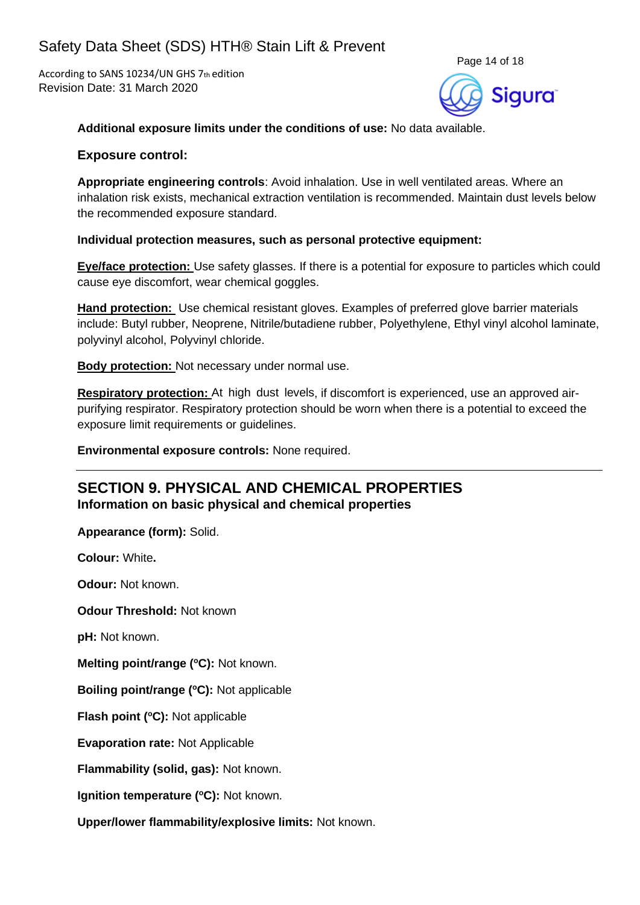**Additional exposure limits under the conditions of use:** No data available.

### Exposure control:

**Appropriate engineering controls**: Avoid inhalation. Use in well ventilated areas. Where an inhalation risk exists, mechanical extraction ventilation is recommended. Maintain dust levels below the recommended exposure standard.

**Individual protection measures, such as personal protective equipment:**

**Eye/face protection:** Use safety glasses. If there is a potential for exposure to particles which could cause eye discomfort, wear chemical goggles.

**Hand protection:** Use chemical resistant gloves. Examples of preferred glove barrier materials include: Butyl rubber, Neoprene, Nitrile/butadiene rubber, Polyethylene, Ethyl vinyl alcohol laminate, polyvinyl alcohol, Polyvinyl chloride.

**Body protection:** Not necessary under normal use.

**Respiratory protection:** At high dust levels, if discomfort is experienced, use an approved air-purifying respirator. Respiratory protection should be worn when there is a potential to exceed the exposure limit requirements or guidelines.

**Environmental exposure controls:** None required.

---

## SECTION 9. PHYSICAL AND CHEMICAL PROPERTIES

### Information on basic physical and chemical properties

**Appearance (form):** Solid.

**Colour:** White**.**

**Odour:** Not known.

**Odour Threshold:** Not known

**pH:** Not known.

**Melting point/range (ºC):** Not known.

**Boiling point/range (ºC):** Not applicable

**Flash point (ºC):** Not applicable

**Evaporation rate:** Not Applicable

**Flammability (solid, gas):** Not known.

**Ignition temperature (ºC):** Not known.

**Upper/lower flammability/explosive limits:** Not known.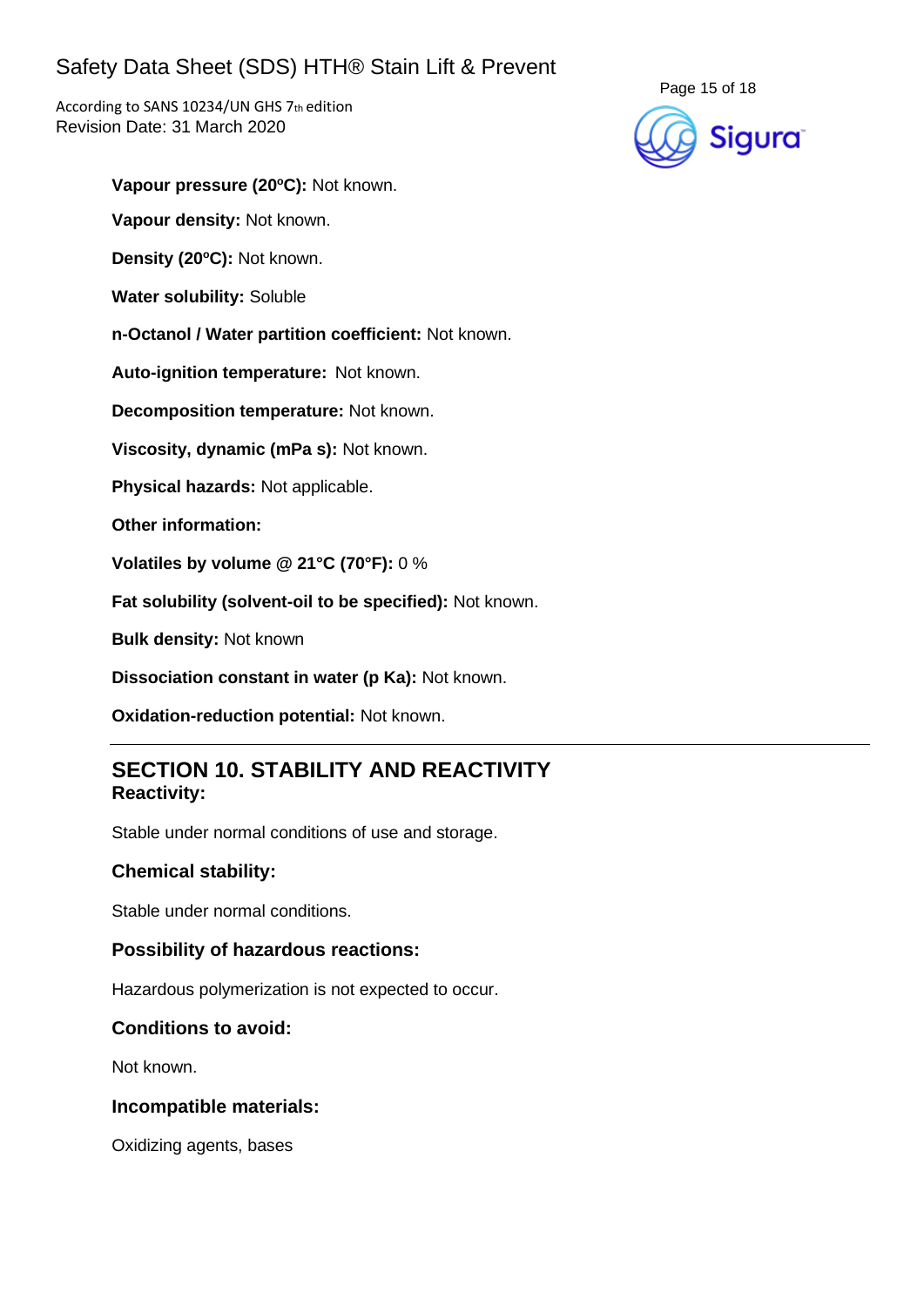**Vapour pressure (20ºC):** Not known.

**Vapour density:** Not known.

**Density (20ºC):** Not known.

**Water solubility:** Soluble

**n-Octanol / Water partition coefficient:** Not known.

**Auto-ignition temperature:** Not known.

**Decomposition temperature:** Not known.

**Viscosity, dynamic (mPa s):** Not known.

**Physical hazards:** Not applicable.

**Other information:**

**Volatiles by volume @ 21°C (70°F):** 0 %

**Fat solubility (solvent-oil to be specified):** Not known.

**Bulk density:** Not known

**Dissociation constant in water (p Ka):** Not known.

**Oxidation-reduction potential:** Not known.

---

## SECTION 10. STABILITY AND REACTIVITY

### Reactivity:

Stable under normal conditions of use and storage.

### Chemical stability:

Stable under normal conditions.

### Possibility of hazardous reactions:

Hazardous polymerization is not expected to occur.

### Conditions to avoid:

Not known.

### Incompatible materials:

Oxidizing agents, bases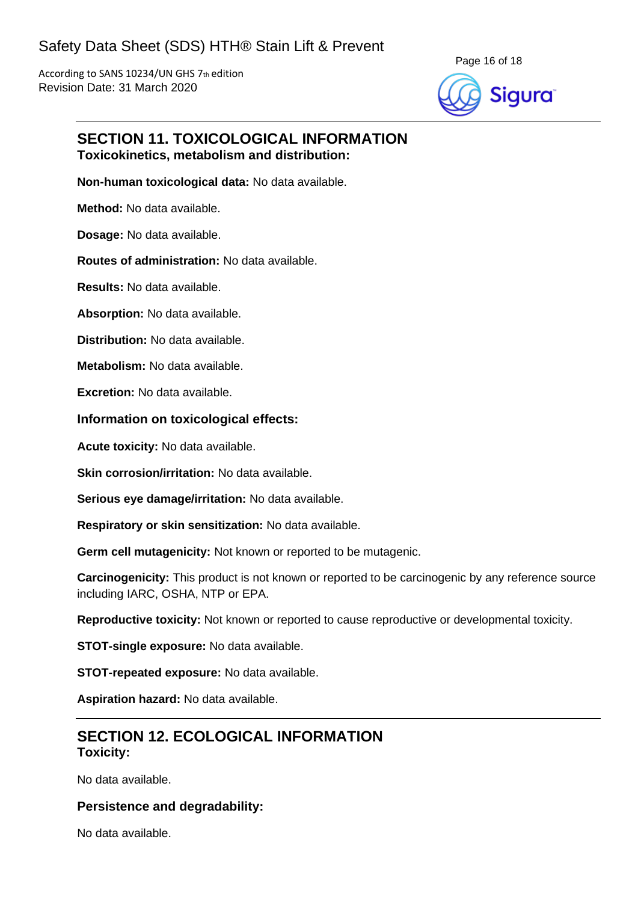## SECTION 11. TOXICOLOGICAL INFORMATION

### Toxicokinetics, metabolism and distribution:

**Non-human toxicological data:** No data available.

**Method:** No data available.

**Dosage:** No data available.

**Routes of administration:** No data available.

**Results:** No data available.

**Absorption:** No data available.

**Distribution:** No data available.

**Metabolism:** No data available.

**Excretion:** No data available.

### Information on toxicological effects:

**Acute toxicity:** No data available.

**Skin corrosion/irritation:** No data available.

**Serious eye damage/irritation:** No data available.

**Respiratory or skin sensitization:** No data available.

**Germ cell mutagenicity:** Not known or reported to be mutagenic.

**Carcinogenicity:** This product is not known or reported to be carcinogenic by any reference source including IARC, OSHA, NTP or EPA.

**Reproductive toxicity:** Not known or reported to cause reproductive or developmental toxicity.

**STOT-single exposure:** No data available.

**STOT-repeated exposure:** No data available.

**Aspiration hazard:** No data available.

## SECTION 12. ECOLOGICAL INFORMATION

### Toxicity:

No data available.

### Persistence and degradability:

No data available.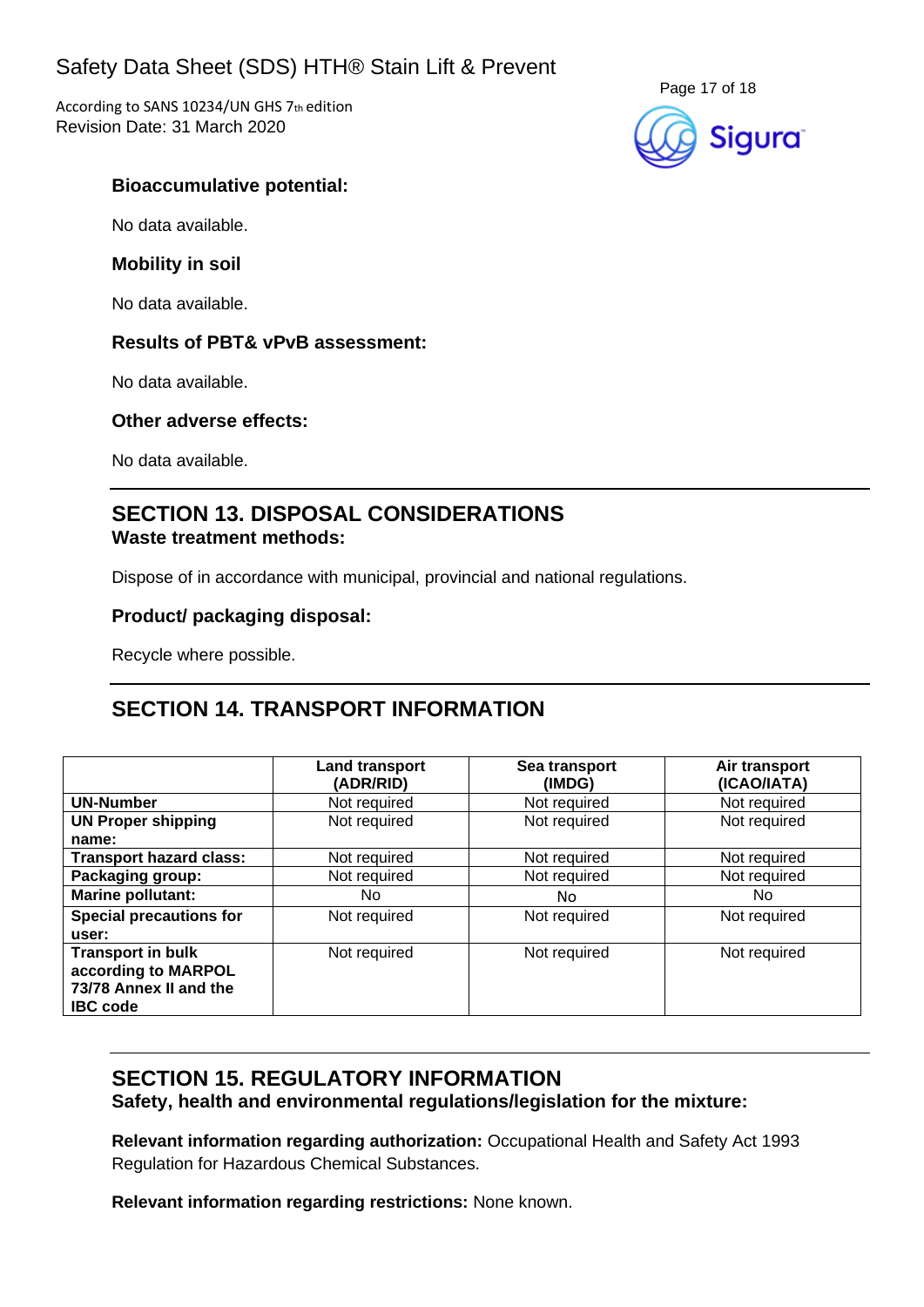### Bioaccumulative potential:

No data available.

### Mobility in soil

No data available.

### Results of PBT& vPvB assessment:

No data available.

### Other adverse effects:

No data available.

## SECTION 13. DISPOSAL CONSIDERATIONS

### Waste treatment methods:

Dispose of in accordance with municipal, provincial and national regulations.

### Product/ packaging disposal:

Recycle where possible.

## SECTION 14. TRANSPORT INFORMATION

| | Land transport (ADR/RID) | Sea transport (IMDG) | Air transport (ICAO/IATA) |
|---|---|---|---|
| **UN-Number** | Not required | Not required | Not required |
| **UN Proper shipping name:** | Not required | Not required | Not required |
| **Transport hazard class:** | Not required | Not required | Not required |
| **Packaging group:** | Not required | Not required | Not required |
| **Marine pollutant:** | No | No | No |
| **Special precautions for user:** | Not required | Not required | Not required |
| **Transport in bulk according to MARPOL 73/78 Annex II and the IBC code** | Not required | Not required | Not required |

## SECTION 15. REGULATORY INFORMATION

### Safety, health and environmental regulations/legislation for the mixture:

**Relevant information regarding authorization:** Occupational Health and Safety Act 1993 Regulation for Hazardous Chemical Substances.

**Relevant information regarding restrictions:** None known.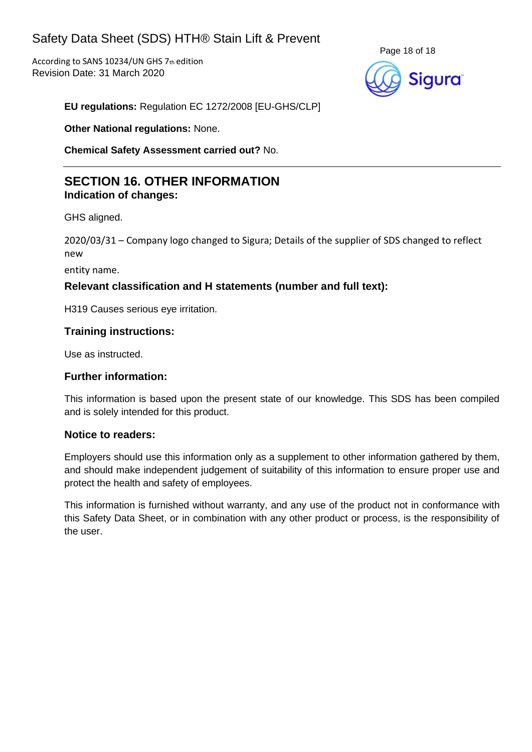**EU regulations:** Regulation EC 1272/2008 [EU-GHS/CLP]

**Other National regulations:** None.

**Chemical Safety Assessment carried out?** No.

## SECTION 16. OTHER INFORMATION

### Indication of changes:

GHS aligned.

2020/03/31 – Company logo changed to Sigura; Details of the supplier of SDS changed to reflect new

entity name.

### Relevant classification and H statements (number and full text):

H319 Causes serious eye irritation.

### Training instructions:

Use as instructed.

### Further information:

This information is based upon the present state of our knowledge. This SDS has been compiled and is solely intended for this product.

### Notice to readers:

Employers should use this information only as a supplement to other information gathered by them, and should make independent judgement of suitability of this information to ensure proper use and protect the health and safety of employees.

This information is furnished without warranty, and any use of the product not in conformance with this Safety Data Sheet, or in combination with any other product or process, is the responsibility of the user.